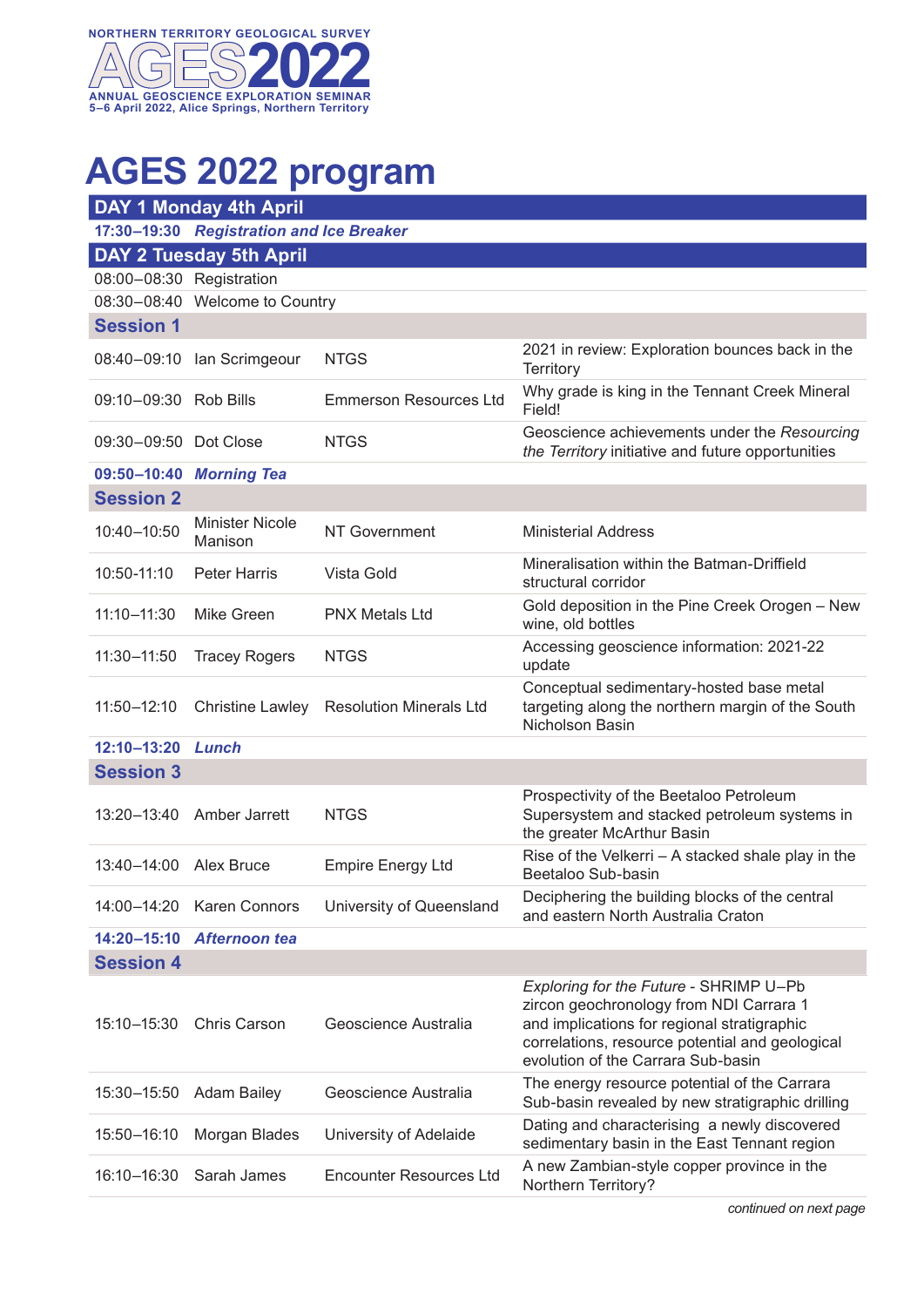NORTHERN TERRITORY GEOLOGICAL SURVEY

AGES2022

ANNUAL GEOSCIENCE EXPLORATION SEMINAR
5–6 April 2022, Alice Springs, Northern Territory

# AGES 2022 program

| | | | |
|---|---|---|---|
| **DAY 1 Monday 4th April** | | | |
| ***17:30–19:30*** | ***Registration and Ice Breaker*** | | |
| **DAY 2 Tuesday 5th April** | | | |
| 08:00–08:30 | Registration | | |
| 08:30–08:40 | Welcome to Country | | |
| **Session 1** | | | |
| 08:40–09:10 | Ian Scrimgeour | NTGS | 2021 in review: Exploration bounces back in the Territory |
| 09:10–09:30 | Rob Bills | Emmerson Resources Ltd | Why grade is king in the Tennant Creek Mineral Field! |
| 09:30–09:50 | Dot Close | NTGS | Geoscience achievements under the *Resourcing the Territory* initiative and future opportunities |
| ***09:50–10:40*** | ***Morning Tea*** | | |
| **Session 2** | | | |
| 10:40–10:50 | Minister Nicole Manison | NT Government | Ministerial Address |
| 10:50-11:10 | Peter Harris | Vista Gold | Mineralisation within the Batman-Driffield structural corridor |
| 11:10–11:30 | Mike Green | PNX Metals Ltd | Gold deposition in the Pine Creek Orogen – New wine, old bottles |
| 11:30–11:50 | Tracey Rogers | NTGS | Accessing geoscience information: 2021-22 update |
| 11:50–12:10 | Christine Lawley | Resolution Minerals Ltd | Conceptual sedimentary-hosted base metal targeting along the northern margin of the South Nicholson Basin |
| ***12:10–13:20*** | ***Lunch*** | | |
| **Session 3** | | | |
| 13:20–13:40 | Amber Jarrett | NTGS | Prospectivity of the Beetaloo Petroleum Supersystem and stacked petroleum systems in the greater McArthur Basin |
| 13:40–14:00 | Alex Bruce | Empire Energy Ltd | Rise of the Velkerri – A stacked shale play in the Beetaloo Sub-basin |
| 14:00–14:20 | Karen Connors | University of Queensland | Deciphering the building blocks of the central and eastern North Australia Craton |
| ***14:20–15:10*** | ***Afternoon tea*** | | |
| **Session 4** | | | |
| 15:10–15:30 | Chris Carson | Geoscience Australia | *Exploring for the Future* - SHRIMP U–Pb zircon geochronology from NDI Carrara 1 and implications for regional stratigraphic correlations, resource potential and geological evolution of the Carrara Sub-basin |
| 15:30–15:50 | Adam Bailey | Geoscience Australia | The energy resource potential of the Carrara Sub-basin revealed by new stratigraphic drilling |
| 15:50–16:10 | Morgan Blades | University of Adelaide | Dating and characterising a newly discovered sedimentary basin in the East Tennant region |
| 16:10–16:30 | Sarah James | Encounter Resources Ltd | A new Zambian-style copper province in the Northern Territory? |

*continued on next page*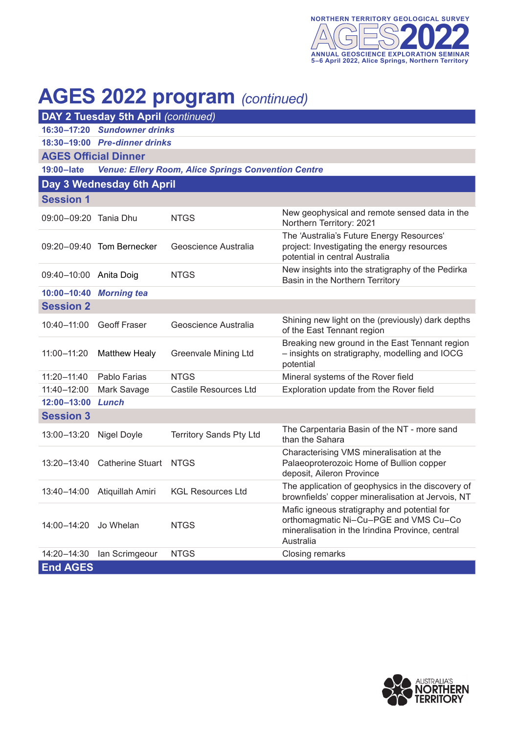# AGES 2022 program *(continued)*

| | | | |
|---|---|---|---|
| **DAY 2 Tuesday 5th April** *(continued)* | | | |
| ***16:30–17:20*** | ***Sundowner drinks*** | | |
| ***18:30–19:00*** | ***Pre-dinner drinks*** | | |
| **AGES Official Dinner** | | | |
| ***19:00–late*** | ***Venue: Ellery Room, Alice Springs Convention Centre*** | | |
| **Day 3 Wednesday 6th April** | | | |
| **Session 1** | | | |
| 09:00–09:20 | Tania Dhu | NTGS | New geophysical and remote sensed data in the Northern Territory: 2021 |
| 09:20–09:40 | Tom Bernecker | Geoscience Australia | The 'Australia's Future Energy Resources' project: Investigating the energy resources potential in central Australia |
| 09:40–10:00 | Anita Doig | NTGS | New insights into the stratigraphy of the Pedirka Basin in the Northern Territory |
| ***10:00–10:40*** | ***Morning tea*** | | |
| **Session 2** | | | |
| 10:40–11:00 | Geoff Fraser | Geoscience Australia | Shining new light on the (previously) dark depths of the East Tennant region |
| 11:00–11:20 | Matthew Healy | Greenvale Mining Ltd | Breaking new ground in the East Tennant region – insights on stratigraphy, modelling and IOCG potential |
| 11:20–11:40 | Pablo Farias | NTGS | Mineral systems of the Rover field |
| 11:40–12:00 | Mark Savage | Castile Resources Ltd | Exploration update from the Rover field |
| ***12:00–13:00*** | ***Lunch*** | | |
| **Session 3** | | | |
| 13:00–13:20 | Nigel Doyle | Territory Sands Pty Ltd | The Carpentaria Basin of the NT - more sand than the Sahara |
| 13:20–13:40 | Catherine Stuart | NTGS | Characterising VMS mineralisation at the Palaeoproterozoic Home of Bullion copper deposit, Aileron Province |
| 13:40–14:00 | Atiquillah Amiri | KGL Resources Ltd | The application of geophysics in the discovery of brownfields' copper mineralisation at Jervois, NT |
| 14:00–14:20 | Jo Whelan | NTGS | Mafic igneous stratigraphy and potential for orthomagmatic Ni–Cu–PGE and VMS Cu–Co mineralisation in the Irindina Province, central Australia |
| 14:20–14:30 | Ian Scrimgeour | NTGS | Closing remarks |
| **End AGES** | | | |